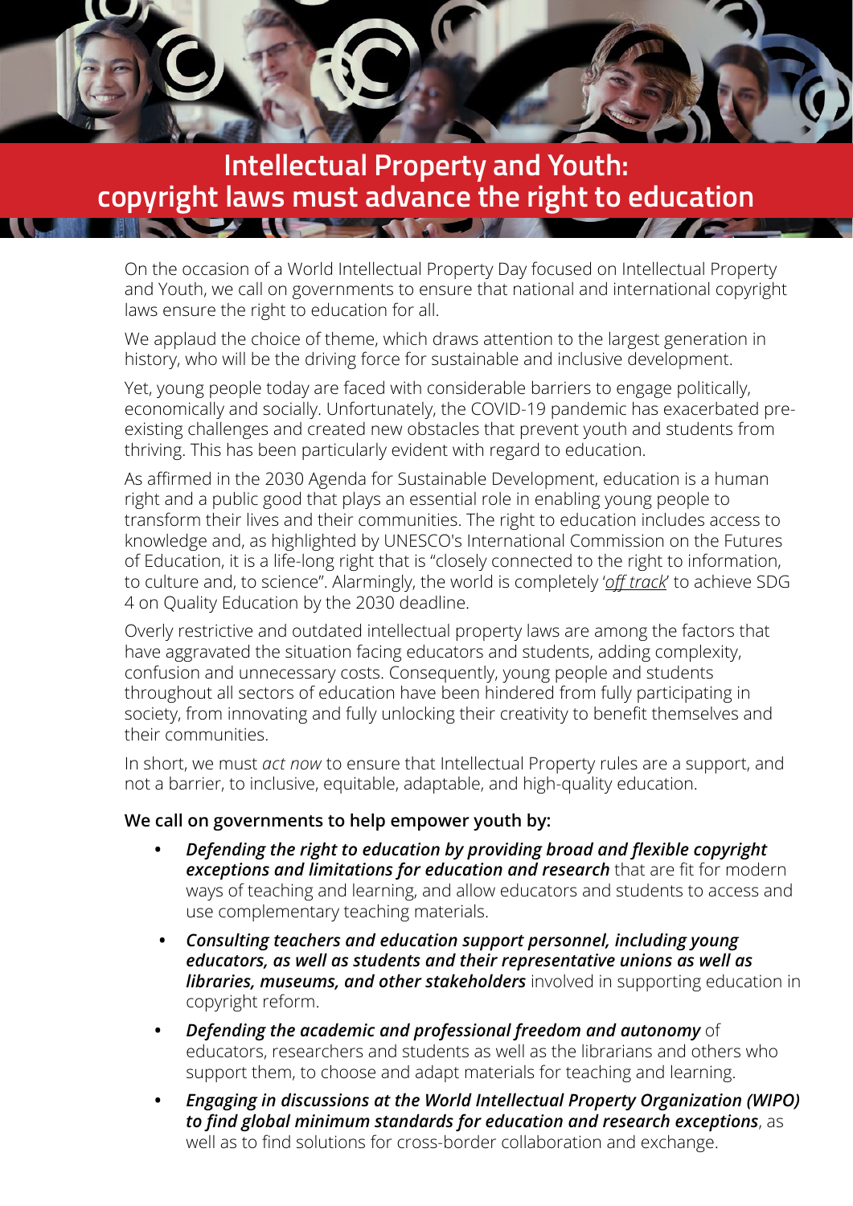# Intellectual Property and Youth: copyright laws must advance the right to education

On the occasion of a World Intellectual Property Day focused on Intellectual Property and Youth, we call on governments to ensure that national and international copyright laws ensure the right to education for all.

We applaud the choice of theme, which draws attention to the largest generation in history, who will be the driving force for sustainable and inclusive development.

Yet, young people today are faced with considerable barriers to engage politically, economically and socially. Unfortunately, the COVID-19 pandemic has exacerbated pre-existing challenges and created new obstacles that prevent youth and students from thriving. This has been particularly evident with regard to education.

As affirmed in the 2030 Agenda for Sustainable Development, education is a human right and a public good that plays an essential role in enabling young people to transform their lives and their communities. The right to education includes access to knowledge and, as highlighted by UNESCO's International Commission on the Futures of Education, it is a life-long right that is "closely connected to the right to information, to culture and, to science". Alarmingly, the world is completely '*off track*' to achieve SDG 4 on Quality Education by the 2030 deadline.

Overly restrictive and outdated intellectual property laws are among the factors that have aggravated the situation facing educators and students, adding complexity, confusion and unnecessary costs. Consequently, young people and students throughout all sectors of education have been hindered from fully participating in society, from innovating and fully unlocking their creativity to benefit themselves and their communities.

In short, we must *act now* to ensure that Intellectual Property rules are a support, and not a barrier, to inclusive, equitable, adaptable, and high-quality education.

**We call on governments to help empower youth by:**

- ***Defending the right to education by providing broad and flexible copyright exceptions and limitations for education and research*** that are fit for modern ways of teaching and learning, and allow educators and students to access and use complementary teaching materials.
- ***Consulting teachers and education support personnel, including young educators, as well as students and their representative unions as well as libraries, museums, and other stakeholders*** involved in supporting education in copyright reform.
- ***Defending the academic and professional freedom and autonomy*** of educators, researchers and students as well as the librarians and others who support them, to choose and adapt materials for teaching and learning.
- ***Engaging in discussions at the World Intellectual Property Organization (WIPO) to find global minimum standards for education and research exceptions***, as well as to find solutions for cross-border collaboration and exchange.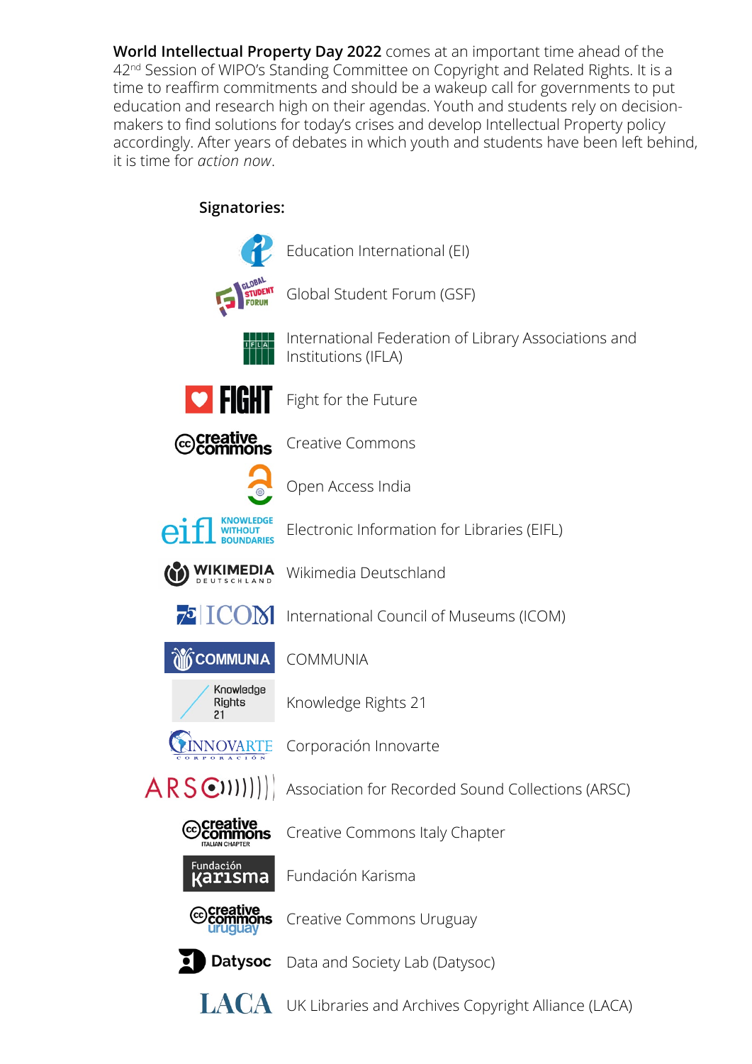**World Intellectual Property Day 2022** comes at an important time ahead of the 42nd Session of WIPO's Standing Committee on Copyright and Related Rights. It is a time to reaffirm commitments and should be a wakeup call for governments to put education and research high on their agendas. Youth and students rely on decision-makers to find solutions for today's crises and develop Intellectual Property policy accordingly. After years of debates in which youth and students have been left behind, it is time for *action now*.

**Signatories:**

- Education International (EI)
- Global Student Forum (GSF)
- International Federation of Library Associations and Institutions (IFLA)
- Fight for the Future
- Creative Commons
- Open Access India
- Electronic Information for Libraries (EIFL)
- Wikimedia Deutschland
- International Council of Museums (ICOM)
- COMMUNIA
- Knowledge Rights 21
- Corporación Innovarte
- Association for Recorded Sound Collections (ARSC)
- Creative Commons Italy Chapter
- Fundación Karisma
- Creative Commons Uruguay
- Data and Society Lab (Datysoc)
- UK Libraries and Archives Copyright Alliance (LACA)